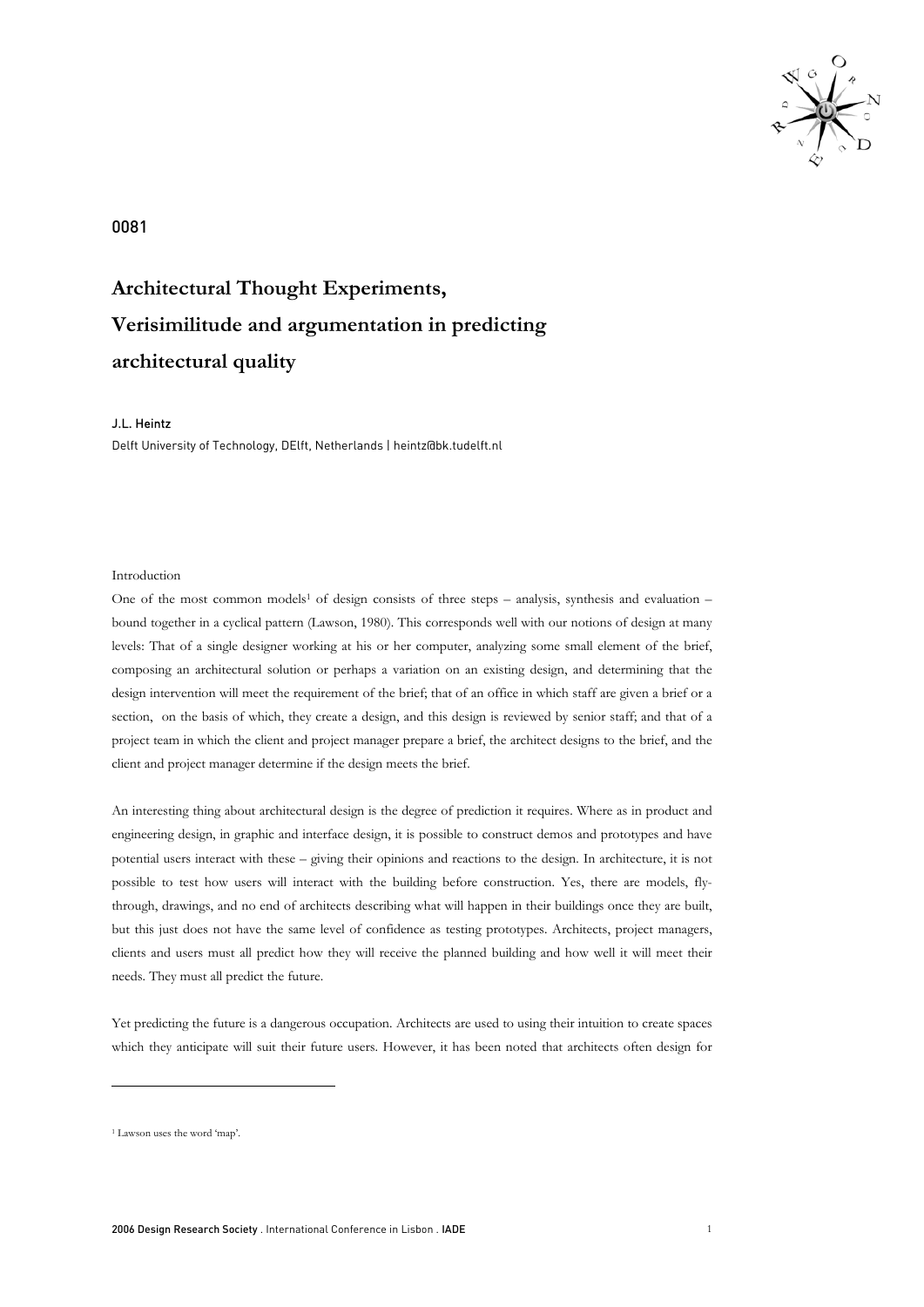0081

# Architectural Thought Experiments, Verisimilitude and argumentation in predicting architectural quality

J.L. Heintz

Delft University of Technology, DElft, Netherlands | heintz@bk.tudelft.nl

Introduction

One of the most common models[1] of design consists of three steps – analysis, synthesis and evaluation – bound together in a cyclical pattern (Lawson, 1980). This corresponds well with our notions of design at many levels: That of a single designer working at his or her computer, analyzing some small element of the brief, composing an architectural solution or perhaps a variation on an existing design, and determining that the design intervention will meet the requirement of the brief; that of an office in which staff are given a brief or a section, on the basis of which, they create a design, and this design is reviewed by senior staff; and that of a project team in which the client and project manager prepare a brief, the architect designs to the brief, and the client and project manager determine if the design meets the brief.

An interesting thing about architectural design is the degree of prediction it requires. Where as in product and engineering design, in graphic and interface design, it is possible to construct demos and prototypes and have potential users interact with these – giving their opinions and reactions to the design. In architecture, it is not possible to test how users will interact with the building before construction. Yes, there are models, fly-through, drawings, and no end of architects describing what will happen in their buildings once they are built, but this just does not have the same level of confidence as testing prototypes. Architects, project managers, clients and users must all predict how they will receive the planned building and how well it will meet their needs. They must all predict the future.

Yet predicting the future is a dangerous occupation. Architects are used to using their intuition to create spaces which they anticipate will suit their future users. However, it has been noted that architects often design for

[1] Lawson uses the word 'map'.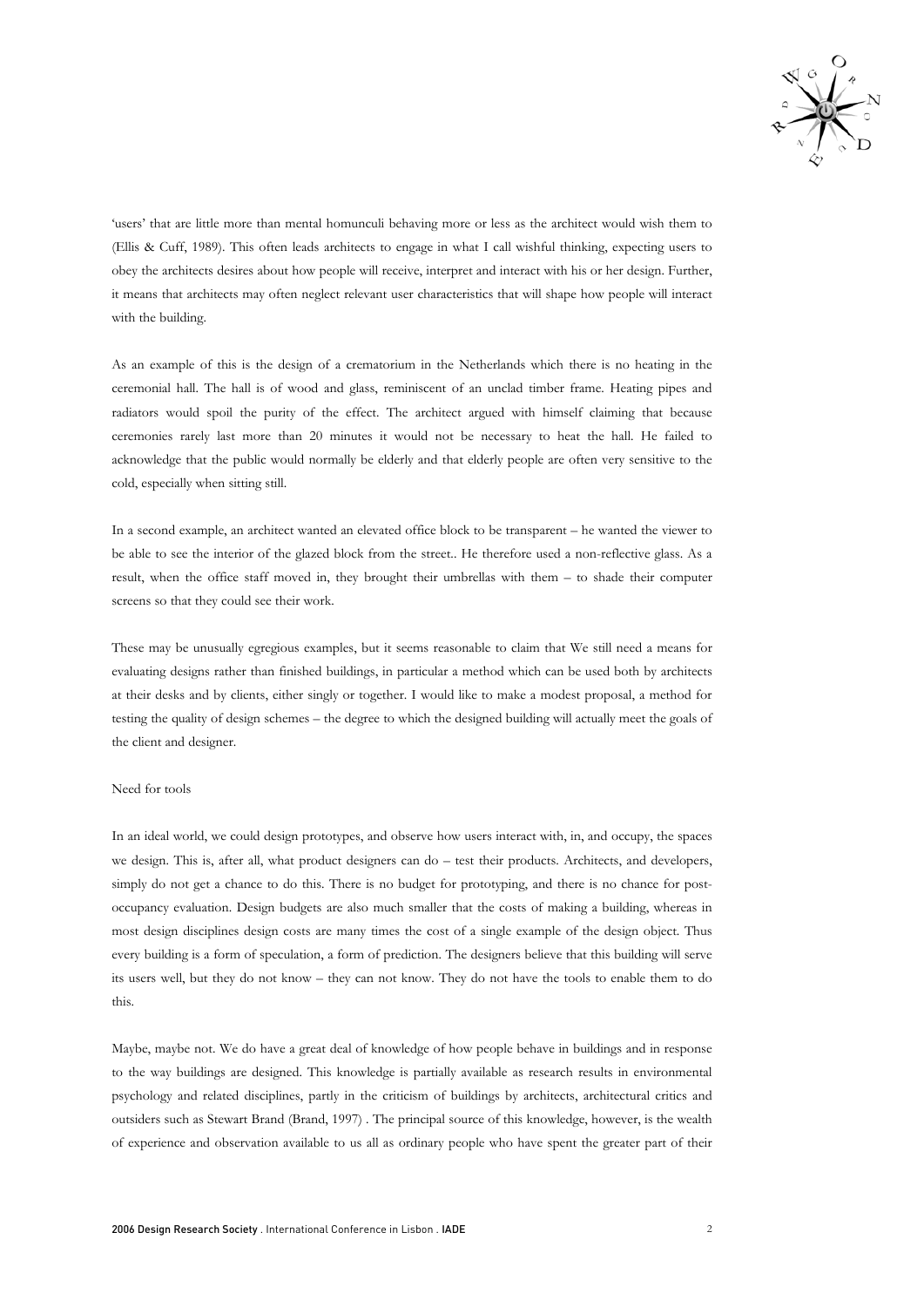'users' that are little more than mental homunculi behaving more or less as the architect would wish them to (Ellis & Cuff, 1989). This often leads architects to engage in what I call wishful thinking, expecting users to obey the architects desires about how people will receive, interpret and interact with his or her design. Further, it means that architects may often neglect relevant user characteristics that will shape how people will interact with the building.

As an example of this is the design of a crematorium in the Netherlands which there is no heating in the ceremonial hall. The hall is of wood and glass, reminiscent of an unclad timber frame. Heating pipes and radiators would spoil the purity of the effect. The architect argued with himself claiming that because ceremonies rarely last more than 20 minutes it would not be necessary to heat the hall. He failed to acknowledge that the public would normally be elderly and that elderly people are often very sensitive to the cold, especially when sitting still.

In a second example, an architect wanted an elevated office block to be transparent – he wanted the viewer to be able to see the interior of the glazed block from the street.. He therefore used a non-reflective glass. As a result, when the office staff moved in, they brought their umbrellas with them – to shade their computer screens so that they could see their work.

These may be unusually egregious examples, but it seems reasonable to claim that We still need a means for evaluating designs rather than finished buildings, in particular a method which can be used both by architects at their desks and by clients, either singly or together. I would like to make a modest proposal, a method for testing the quality of design schemes – the degree to which the designed building will actually meet the goals of the client and designer.

Need for tools

In an ideal world, we could design prototypes, and observe how users interact with, in, and occupy, the spaces we design. This is, after all, what product designers can do – test their products. Architects, and developers, simply do not get a chance to do this. There is no budget for prototyping, and there is no chance for post-occupancy evaluation. Design budgets are also much smaller that the costs of making a building, whereas in most design disciplines design costs are many times the cost of a single example of the design object. Thus every building is a form of speculation, a form of prediction. The designers believe that this building will serve its users well, but they do not know – they can not know. They do not have the tools to enable them to do this.

Maybe, maybe not. We do have a great deal of knowledge of how people behave in buildings and in response to the way buildings are designed. This knowledge is partially available as research results in environmental psychology and related disciplines, partly in the criticism of buildings by architects, architectural critics and outsiders such as Stewart Brand (Brand, 1997) . The principal source of this knowledge, however, is the wealth of experience and observation available to us all as ordinary people who have spent the greater part of their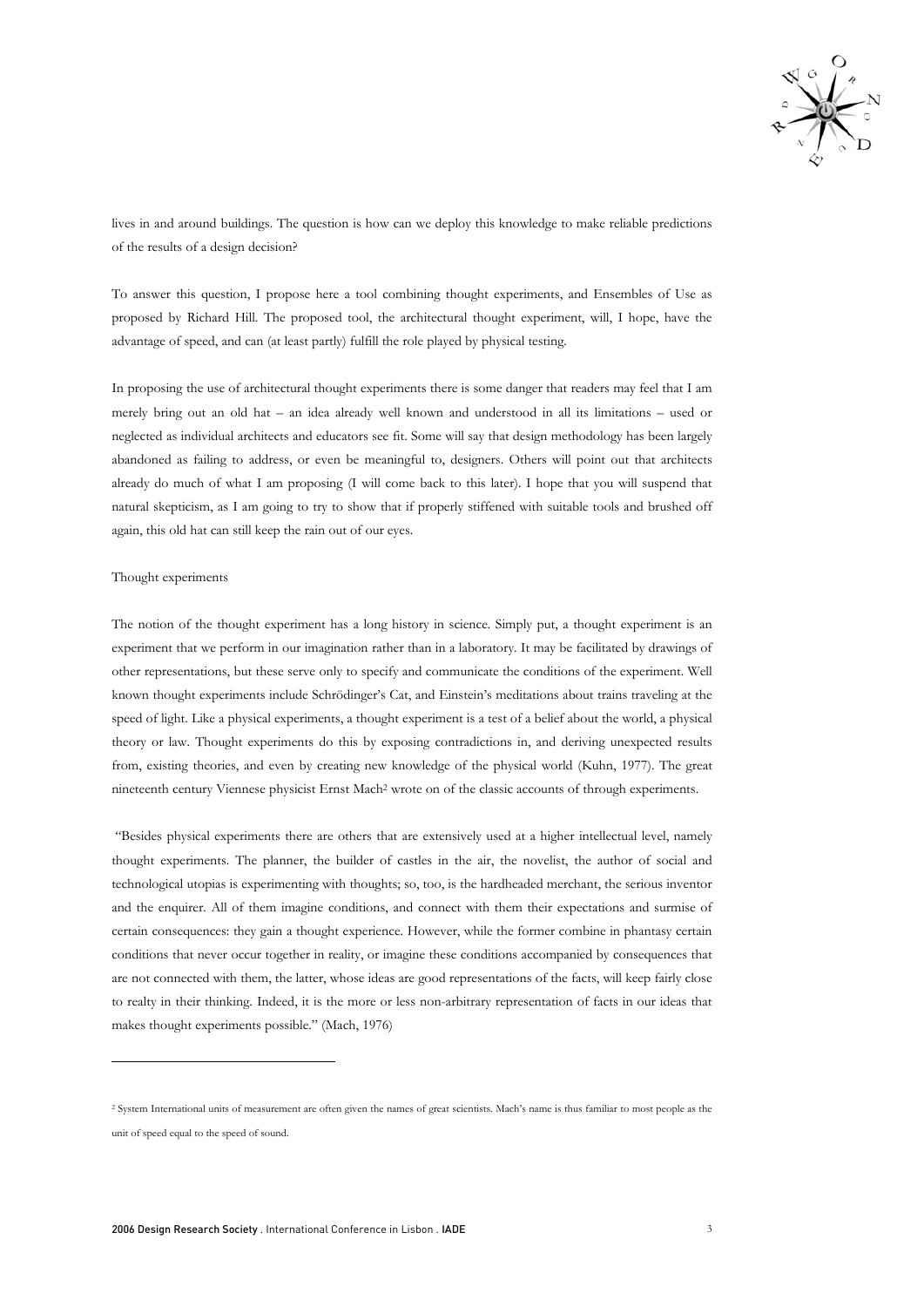lives in and around buildings. The question is how can we deploy this knowledge to make reliable predictions of the results of a design decision?

To answer this question, I propose here a tool combining thought experiments, and Ensembles of Use as proposed by Richard Hill. The proposed tool, the architectural thought experiment, will, I hope, have the advantage of speed, and can (at least partly) fulfill the role played by physical testing.

In proposing the use of architectural thought experiments there is some danger that readers may feel that I am merely bring out an old hat – an idea already well known and understood in all its limitations – used or neglected as individual architects and educators see fit. Some will say that design methodology has been largely abandoned as failing to address, or even be meaningful to, designers. Others will point out that architects already do much of what I am proposing (I will come back to this later). I hope that you will suspend that natural skepticism, as I am going to try to show that if properly stiffened with suitable tools and brushed off again, this old hat can still keep the rain out of our eyes.

## Thought experiments

The notion of the thought experiment has a long history in science. Simply put, a thought experiment is an experiment that we perform in our imagination rather than in a laboratory. It may be facilitated by drawings of other representations, but these serve only to specify and communicate the conditions of the experiment. Well known thought experiments include Schrödinger's Cat, and Einstein's meditations about trains traveling at the speed of light. Like a physical experiments, a thought experiment is a test of a belief about the world, a physical theory or law. Thought experiments do this by exposing contradictions in, and deriving unexpected results from, existing theories, and even by creating new knowledge of the physical world (Kuhn, 1977). The great nineteenth century Viennese physicist Ernst Mach[2] wrote on of the classic accounts of through experiments.

"Besides physical experiments there are others that are extensively used at a higher intellectual level, namely thought experiments. The planner, the builder of castles in the air, the novelist, the author of social and technological utopias is experimenting with thoughts; so, too, is the hardheaded merchant, the serious inventor and the enquirer. All of them imagine conditions, and connect with them their expectations and surmise of certain consequences: they gain a thought experience. However, while the former combine in phantasy certain conditions that never occur together in reality, or imagine these conditions accompanied by consequences that are not connected with them, the latter, whose ideas are good representations of the facts, will keep fairly close to realty in their thinking. Indeed, it is the more or less non-arbitrary representation of facts in our ideas that makes thought experiments possible." (Mach, 1976)

---

[2] System International units of measurement are often given the names of great scientists. Mach's name is thus familiar to most people as the unit of speed equal to the speed of sound.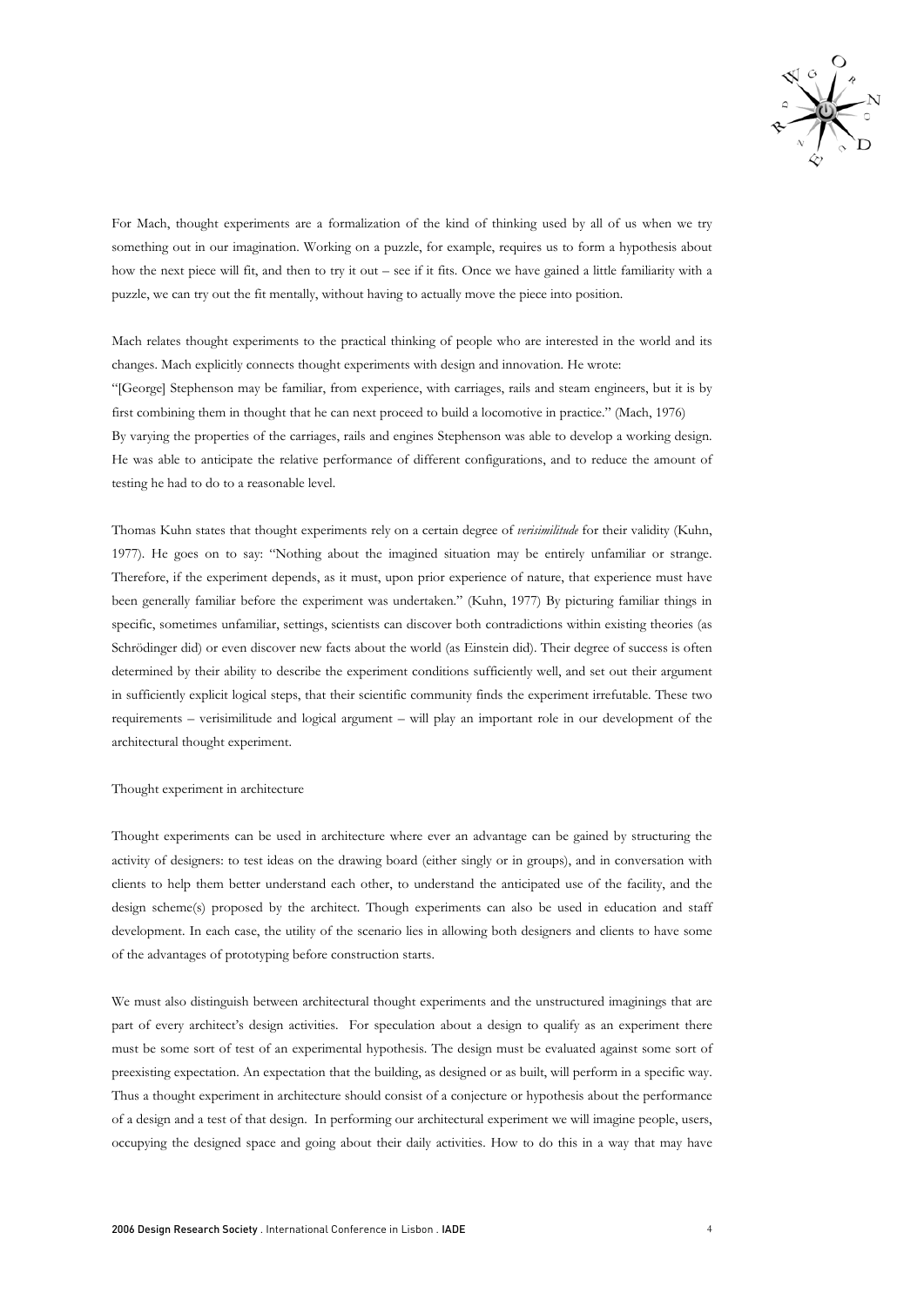For Mach, thought experiments are a formalization of the kind of thinking used by all of us when we try something out in our imagination. Working on a puzzle, for example, requires us to form a hypothesis about how the next piece will fit, and then to try it out – see if it fits. Once we have gained a little familiarity with a puzzle, we can try out the fit mentally, without having to actually move the piece into position.

Mach relates thought experiments to the practical thinking of people who are interested in the world and its changes. Mach explicitly connects thought experiments with design and innovation. He wrote:
"[George] Stephenson may be familiar, from experience, with carriages, rails and steam engineers, but it is by first combining them in thought that he can next proceed to build a locomotive in practice." (Mach, 1976)
By varying the properties of the carriages, rails and engines Stephenson was able to develop a working design. He was able to anticipate the relative performance of different configurations, and to reduce the amount of testing he had to do to a reasonable level.

Thomas Kuhn states that thought experiments rely on a certain degree of *verisimilitude* for their validity (Kuhn, 1977). He goes on to say: "Nothing about the imagined situation may be entirely unfamiliar or strange. Therefore, if the experiment depends, as it must, upon prior experience of nature, that experience must have been generally familiar before the experiment was undertaken." (Kuhn, 1977) By picturing familiar things in specific, sometimes unfamiliar, settings, scientists can discover both contradictions within existing theories (as Schrödinger did) or even discover new facts about the world (as Einstein did). Their degree of success is often determined by their ability to describe the experiment conditions sufficiently well, and set out their argument in sufficiently explicit logical steps, that their scientific community finds the experiment irrefutable. These two requirements – verisimilitude and logical argument – will play an important role in our development of the architectural thought experiment.

Thought experiment in architecture

Thought experiments can be used in architecture where ever an advantage can be gained by structuring the activity of designers: to test ideas on the drawing board (either singly or in groups), and in conversation with clients to help them better understand each other, to understand the anticipated use of the facility, and the design scheme(s) proposed by the architect. Though experiments can also be used in education and staff development. In each case, the utility of the scenario lies in allowing both designers and clients to have some of the advantages of prototyping before construction starts.

We must also distinguish between architectural thought experiments and the unstructured imaginings that are part of every architect's design activities. For speculation about a design to qualify as an experiment there must be some sort of test of an experimental hypothesis. The design must be evaluated against some sort of preexisting expectation. An expectation that the building, as designed or as built, will perform in a specific way. Thus a thought experiment in architecture should consist of a conjecture or hypothesis about the performance of a design and a test of that design. In performing our architectural experiment we will imagine people, users, occupying the designed space and going about their daily activities. How to do this in a way that may have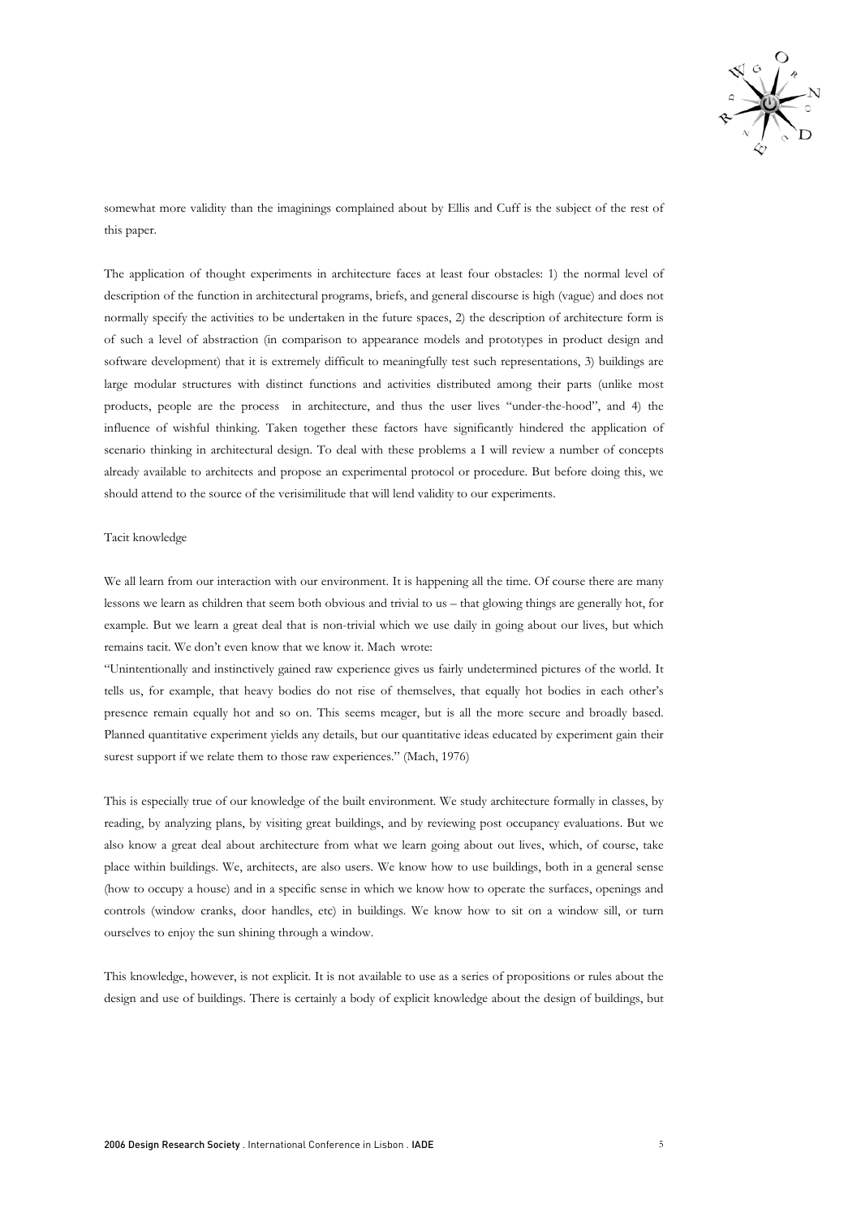somewhat more validity than the imaginings complained about by Ellis and Cuff is the subject of the rest of this paper.

The application of thought experiments in architecture faces at least four obstacles: 1) the normal level of description of the function in architectural programs, briefs, and general discourse is high (vague) and does not normally specify the activities to be undertaken in the future spaces, 2) the description of architecture form is of such a level of abstraction (in comparison to appearance models and prototypes in product design and software development) that it is extremely difficult to meaningfully test such representations, 3) buildings are large modular structures with distinct functions and activities distributed among their parts (unlike most products, people are the process in architecture, and thus the user lives "under-the-hood", and 4) the influence of wishful thinking. Taken together these factors have significantly hindered the application of scenario thinking in architectural design. To deal with these problems a I will review a number of concepts already available to architects and propose an experimental protocol or procedure. But before doing this, we should attend to the source of the verisimilitude that will lend validity to our experiments.

## Tacit knowledge

We all learn from our interaction with our environment. It is happening all the time. Of course there are many lessons we learn as children that seem both obvious and trivial to us – that glowing things are generally hot, for example. But we learn a great deal that is non-trivial which we use daily in going about our lives, but which remains tacit. We don't even know that we know it. Mach wrote:

"Unintentionally and instinctively gained raw experience gives us fairly undetermined pictures of the world. It tells us, for example, that heavy bodies do not rise of themselves, that equally hot bodies in each other's presence remain equally hot and so on. This seems meager, but is all the more secure and broadly based. Planned quantitative experiment yields any details, but our quantitative ideas educated by experiment gain their surest support if we relate them to those raw experiences." (Mach, 1976)

This is especially true of our knowledge of the built environment. We study architecture formally in classes, by reading, by analyzing plans, by visiting great buildings, and by reviewing post occupancy evaluations. But we also know a great deal about architecture from what we learn going about out lives, which, of course, take place within buildings. We, architects, are also users. We know how to use buildings, both in a general sense (how to occupy a house) and in a specific sense in which we know how to operate the surfaces, openings and controls (window cranks, door handles, etc) in buildings. We know how to sit on a window sill, or turn ourselves to enjoy the sun shining through a window.

This knowledge, however, is not explicit. It is not available to use as a series of propositions or rules about the design and use of buildings. There is certainly a body of explicit knowledge about the design of buildings, but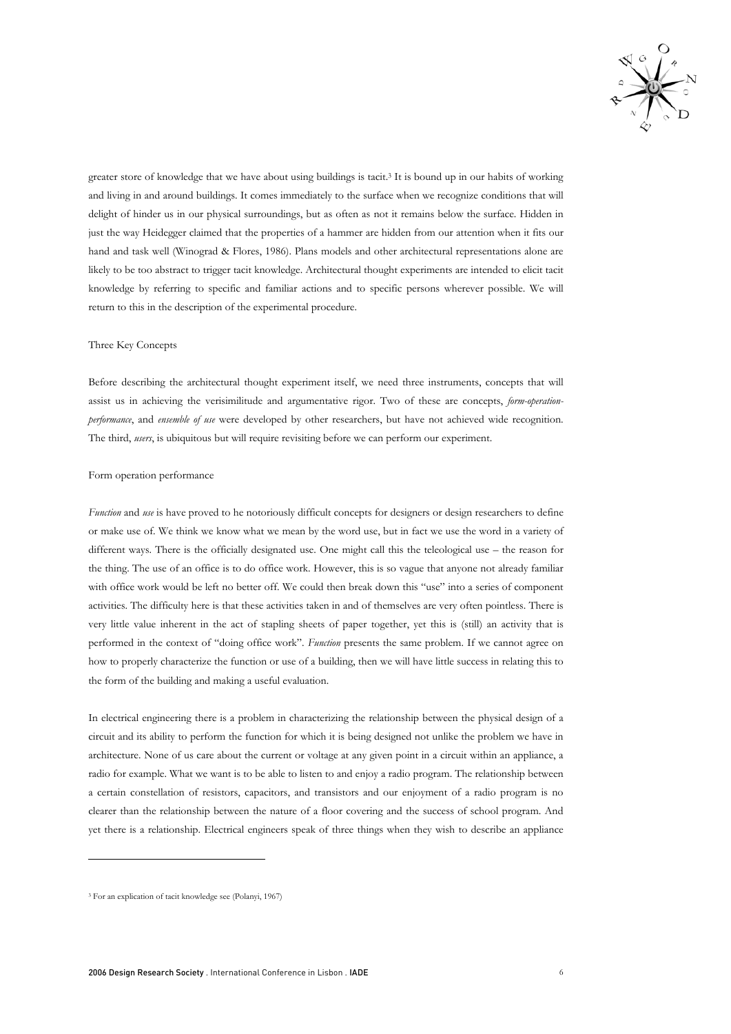greater store of knowledge that we have about using buildings is tacit.[3] It is bound up in our habits of working and living in and around buildings. It comes immediately to the surface when we recognize conditions that will delight of hinder us in our physical surroundings, but as often as not it remains below the surface. Hidden in just the way Heidegger claimed that the properties of a hammer are hidden from our attention when it fits our hand and task well (Winograd & Flores, 1986). Plans models and other architectural representations alone are likely to be too abstract to trigger tacit knowledge. Architectural thought experiments are intended to elicit tacit knowledge by referring to specific and familiar actions and to specific persons wherever possible. We will return to this in the description of the experimental procedure.

## Three Key Concepts

Before describing the architectural thought experiment itself, we need three instruments, concepts that will assist us in achieving the verisimilitude and argumentative rigor. Two of these are concepts, *form-operation-performance*, and *ensemble of use* were developed by other researchers, but have not achieved wide recognition. The third, *users*, is ubiquitous but will require revisiting before we can perform our experiment.

### Form operation performance

*Function* and *use* is have proved to he notoriously difficult concepts for designers or design researchers to define or make use of. We think we know what we mean by the word use, but in fact we use the word in a variety of different ways. There is the officially designated use. One might call this the teleological use – the reason for the thing. The use of an office is to do office work. However, this is so vague that anyone not already familiar with office work would be left no better off. We could then break down this "use" into a series of component activities. The difficulty here is that these activities taken in and of themselves are very often pointless. There is very little value inherent in the act of stapling sheets of paper together, yet this is (still) an activity that is performed in the context of "doing office work". *Function* presents the same problem. If we cannot agree on how to properly characterize the function or use of a building, then we will have little success in relating this to the form of the building and making a useful evaluation.

In electrical engineering there is a problem in characterizing the relationship between the physical design of a circuit and its ability to perform the function for which it is being designed not unlike the problem we have in architecture. None of us care about the current or voltage at any given point in a circuit within an appliance, a radio for example. What we want is to be able to listen to and enjoy a radio program. The relationship between a certain constellation of resistors, capacitors, and transistors and our enjoyment of a radio program is no clearer than the relationship between the nature of a floor covering and the success of school program. And yet there is a relationship. Electrical engineers speak of three things when they wish to describe an appliance

[3] For an explication of tacit knowledge see (Polanyi, 1967)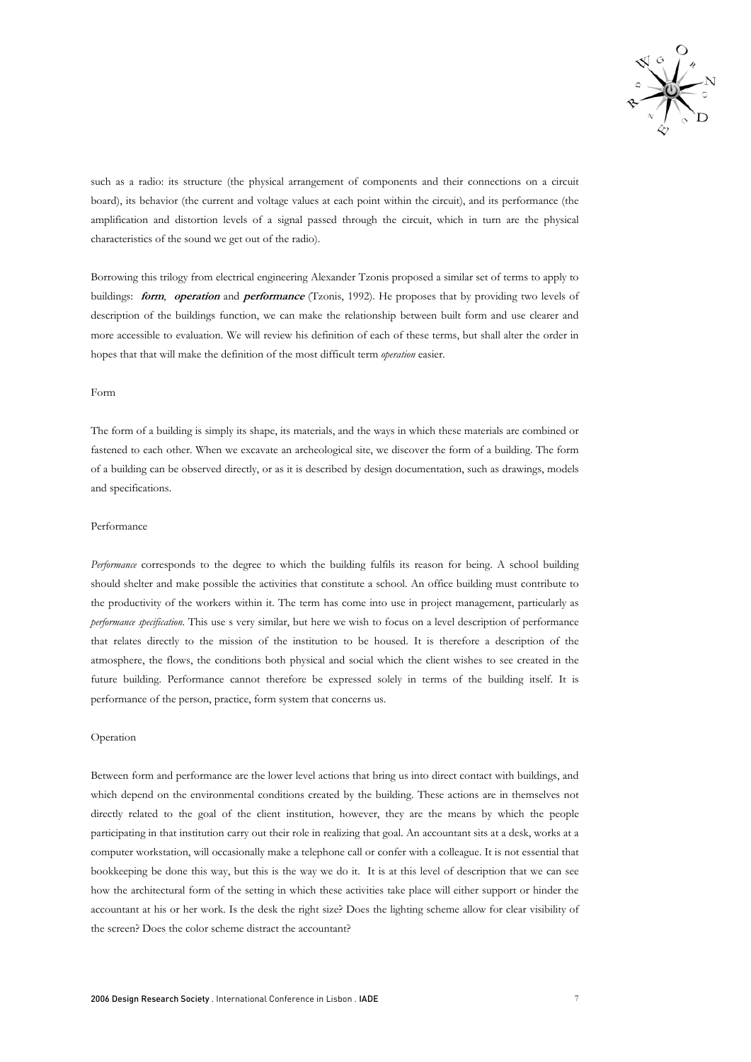such as a radio: its structure (the physical arrangement of components and their connections on a circuit board), its behavior (the current and voltage values at each point within the circuit), and its performance (the amplification and distortion levels of a signal passed through the circuit, which in turn are the physical characteristics of the sound we get out of the radio).

Borrowing this trilogy from electrical engineering Alexander Tzonis proposed a similar set of terms to apply to buildings: ***form***, ***operation*** and ***performance*** (Tzonis, 1992). He proposes that by providing two levels of description of the buildings function, we can make the relationship between built form and use clearer and more accessible to evaluation. We will review his definition of each of these terms, but shall alter the order in hopes that that will make the definition of the most difficult term *operation* easier.

Form

The form of a building is simply its shape, its materials, and the ways in which these materials are combined or fastened to each other. When we excavate an archeological site, we discover the form of a building. The form of a building can be observed directly, or as it is described by design documentation, such as drawings, models and specifications.

Performance

*Performance* corresponds to the degree to which the building fulfils its reason for being. A school building should shelter and make possible the activities that constitute a school. An office building must contribute to the productivity of the workers within it. The term has come into use in project management, particularly as *performance specification*. This use s very similar, but here we wish to focus on a level description of performance that relates directly to the mission of the institution to be housed. It is therefore a description of the atmosphere, the flows, the conditions both physical and social which the client wishes to see created in the future building. Performance cannot therefore be expressed solely in terms of the building itself. It is performance of the person, practice, form system that concerns us.

Operation

Between form and performance are the lower level actions that bring us into direct contact with buildings, and which depend on the environmental conditions created by the building. These actions are in themselves not directly related to the goal of the client institution, however, they are the means by which the people participating in that institution carry out their role in realizing that goal. An accountant sits at a desk, works at a computer workstation, will occasionally make a telephone call or confer with a colleague. It is not essential that bookkeeping be done this way, but this is the way we do it. It is at this level of description that we can see how the architectural form of the setting in which these activities take place will either support or hinder the accountant at his or her work. Is the desk the right size? Does the lighting scheme allow for clear visibility of the screen? Does the color scheme distract the accountant?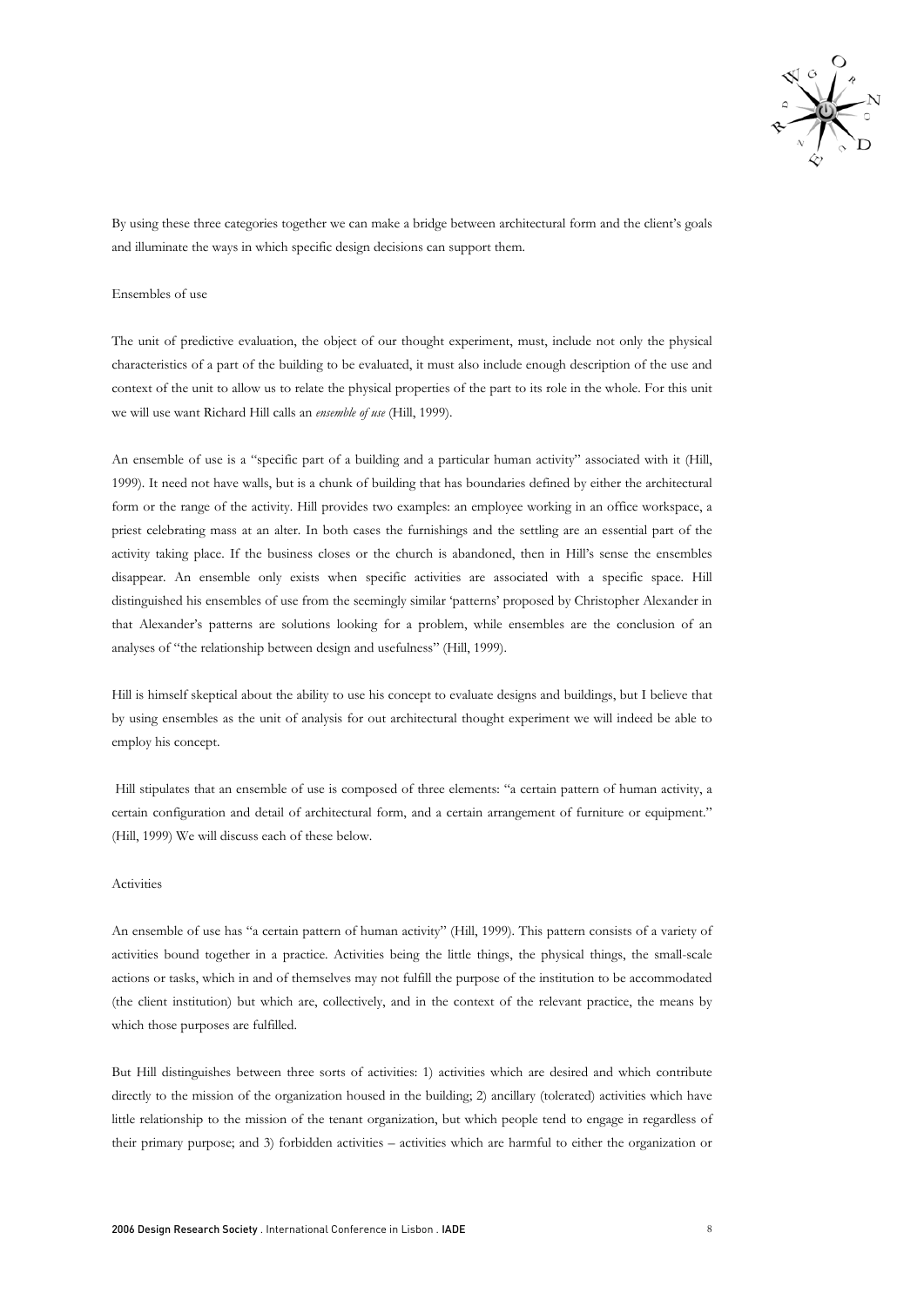By using these three categories together we can make a bridge between architectural form and the client's goals and illuminate the ways in which specific design decisions can support them.

## Ensembles of use

The unit of predictive evaluation, the object of our thought experiment, must, include not only the physical characteristics of a part of the building to be evaluated, it must also include enough description of the use and context of the unit to allow us to relate the physical properties of the part to its role in the whole. For this unit we will use want Richard Hill calls an *ensemble of use* (Hill, 1999).

An ensemble of use is a "specific part of a building and a particular human activity" associated with it (Hill, 1999). It need not have walls, but is a chunk of building that has boundaries defined by either the architectural form or the range of the activity. Hill provides two examples: an employee working in an office workspace, a priest celebrating mass at an alter. In both cases the furnishings and the settling are an essential part of the activity taking place. If the business closes or the church is abandoned, then in Hill's sense the ensembles disappear. An ensemble only exists when specific activities are associated with a specific space. Hill distinguished his ensembles of use from the seemingly similar 'patterns' proposed by Christopher Alexander in that Alexander's patterns are solutions looking for a problem, while ensembles are the conclusion of an analyses of "the relationship between design and usefulness" (Hill, 1999).

Hill is himself skeptical about the ability to use his concept to evaluate designs and buildings, but I believe that by using ensembles as the unit of analysis for out architectural thought experiment we will indeed be able to employ his concept.

Hill stipulates that an ensemble of use is composed of three elements: "a certain pattern of human activity, a certain configuration and detail of architectural form, and a certain arrangement of furniture or equipment." (Hill, 1999) We will discuss each of these below.

### Activities

An ensemble of use has "a certain pattern of human activity" (Hill, 1999). This pattern consists of a variety of activities bound together in a practice. Activities being the little things, the physical things, the small-scale actions or tasks, which in and of themselves may not fulfill the purpose of the institution to be accommodated (the client institution) but which are, collectively, and in the context of the relevant practice, the means by which those purposes are fulfilled.

But Hill distinguishes between three sorts of activities: 1) activities which are desired and which contribute directly to the mission of the organization housed in the building; 2) ancillary (tolerated) activities which have little relationship to the mission of the tenant organization, but which people tend to engage in regardless of their primary purpose; and 3) forbidden activities – activities which are harmful to either the organization or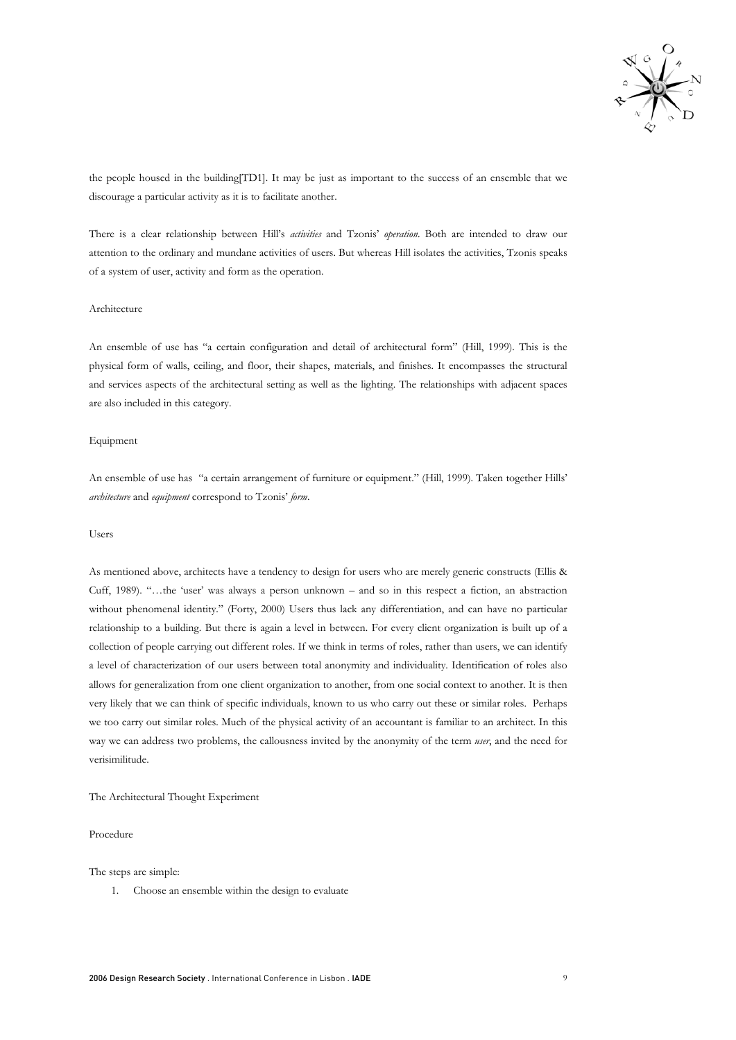the people housed in the building[TD1]. It may be just as important to the success of an ensemble that we discourage a particular activity as it is to facilitate another.

There is a clear relationship between Hill's *activities* and Tzonis' *operation*. Both are intended to draw our attention to the ordinary and mundane activities of users. But whereas Hill isolates the activities, Tzonis speaks of a system of user, activity and form as the operation.

### Architecture

An ensemble of use has "a certain configuration and detail of architectural form" (Hill, 1999). This is the physical form of walls, ceiling, and floor, their shapes, materials, and finishes. It encompasses the structural and services aspects of the architectural setting as well as the lighting. The relationships with adjacent spaces are also included in this category.

### Equipment

An ensemble of use has "a certain arrangement of furniture or equipment." (Hill, 1999). Taken together Hills' *architecture* and *equipment* correspond to Tzonis' *form*.

### Users

As mentioned above, architects have a tendency to design for users who are merely generic constructs (Ellis & Cuff, 1989). "…the 'user' was always a person unknown – and so in this respect a fiction, an abstraction without phenomenal identity." (Forty, 2000) Users thus lack any differentiation, and can have no particular relationship to a building. But there is again a level in between. For every client organization is built up of a collection of people carrying out different roles. If we think in terms of roles, rather than users, we can identify a level of characterization of our users between total anonymity and individuality. Identification of roles also allows for generalization from one client organization to another, from one social context to another. It is then very likely that we can think of specific individuals, known to us who carry out these or similar roles. Perhaps we too carry out similar roles. Much of the physical activity of an accountant is familiar to an architect. In this way we can address two problems, the callousness invited by the anonymity of the term *user*, and the need for verisimilitude.

## The Architectural Thought Experiment

### Procedure

The steps are simple:

1. Choose an ensemble within the design to evaluate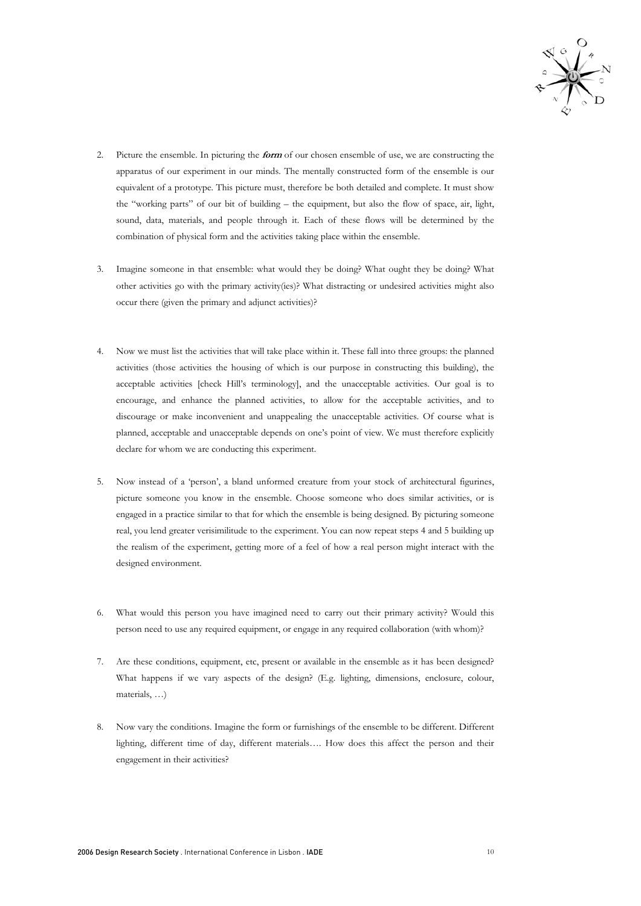2. Picture the ensemble. In picturing the ***form*** of our chosen ensemble of use, we are constructing the apparatus of our experiment in our minds. The mentally constructed form of the ensemble is our equivalent of a prototype. This picture must, therefore be both detailed and complete. It must show the "working parts" of our bit of building – the equipment, but also the flow of space, air, light, sound, data, materials, and people through it. Each of these flows will be determined by the combination of physical form and the activities taking place within the ensemble.

3. Imagine someone in that ensemble: what would they be doing? What ought they be doing? What other activities go with the primary activity(ies)? What distracting or undesired activities might also occur there (given the primary and adjunct activities)?

4. Now we must list the activities that will take place within it. These fall into three groups: the planned activities (those activities the housing of which is our purpose in constructing this building), the acceptable activities [check Hill's terminology], and the unacceptable activities. Our goal is to encourage, and enhance the planned activities, to allow for the acceptable activities, and to discourage or make inconvenient and unappealing the unacceptable activities. Of course what is planned, acceptable and unacceptable depends on one's point of view. We must therefore explicitly declare for whom we are conducting this experiment.

5. Now instead of a 'person', a bland unformed creature from your stock of architectural figurines, picture someone you know in the ensemble. Choose someone who does similar activities, or is engaged in a practice similar to that for which the ensemble is being designed. By picturing someone real, you lend greater verisimilitude to the experiment. You can now repeat steps 4 and 5 building up the realism of the experiment, getting more of a feel of how a real person might interact with the designed environment.

6. What would this person you have imagined need to carry out their primary activity? Would this person need to use any required equipment, or engage in any required collaboration (with whom)?

7. Are these conditions, equipment, etc, present or available in the ensemble as it has been designed? What happens if we vary aspects of the design? (E.g. lighting, dimensions, enclosure, colour, materials, …)

8. Now vary the conditions. Imagine the form or furnishings of the ensemble to be different. Different lighting, different time of day, different materials…. How does this affect the person and their engagement in their activities?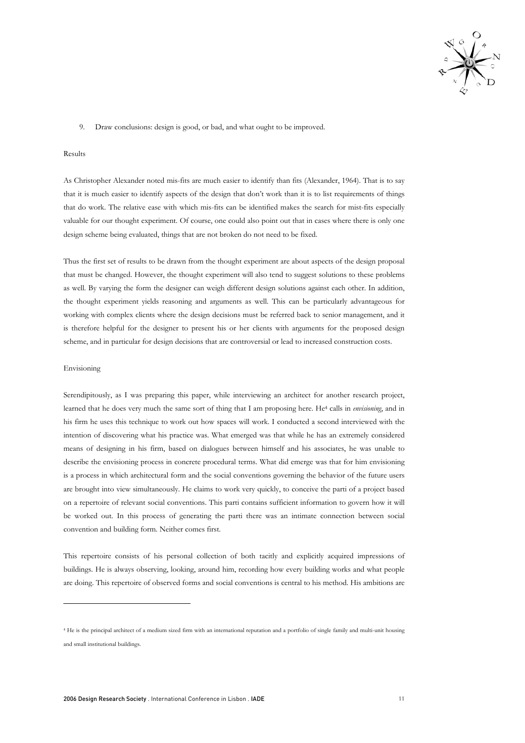9. Draw conclusions: design is good, or bad, and what ought to be improved.

Results

As Christopher Alexander noted mis-fits are much easier to identify than fits (Alexander, 1964). That is to say that it is much easier to identify aspects of the design that don't work than it is to list requirements of things that do work. The relative ease with which mis-fits can be identified makes the search for mist-fits especially valuable for our thought experiment. Of course, one could also point out that in cases where there is only one design scheme being evaluated, things that are not broken do not need to be fixed.

Thus the first set of results to be drawn from the thought experiment are about aspects of the design proposal that must be changed. However, the thought experiment will also tend to suggest solutions to these problems as well. By varying the form the designer can weigh different design solutions against each other. In addition, the thought experiment yields reasoning and arguments as well. This can be particularly advantageous for working with complex clients where the design decisions must be referred back to senior management, and it is therefore helpful for the designer to present his or her clients with arguments for the proposed design scheme, and in particular for design decisions that are controversial or lead to increased construction costs.

Envisioning

Serendipitously, as I was preparing this paper, while interviewing an architect for another research project, learned that he does very much the same sort of thing that I am proposing here. He[4] calls in *envisioning*, and in his firm he uses this technique to work out how spaces will work. I conducted a second interviewed with the intention of discovering what his practice was. What emerged was that while he has an extremely considered means of designing in his firm, based on dialogues between himself and his associates, he was unable to describe the envisioning process in concrete procedural terms. What did emerge was that for him envisioning is a process in which architectural form and the social conventions governing the behavior of the future users are brought into view simultaneously. He claims to work very quickly, to conceive the parti of a project based on a repertoire of relevant social conventions. This parti contains sufficient information to govern how it will be worked out. In this process of generating the parti there was an intimate connection between social convention and building form. Neither comes first.

This repertoire consists of his personal collection of both tacitly and explicitly acquired impressions of buildings. He is always observing, looking, around him, recording how every building works and what people are doing. This repertoire of observed forms and social conventions is central to his method. His ambitions are

[4] He is the principal architect of a medium sized firm with an international reputation and a portfolio of single family and multi-unit housing and small institutional buildings.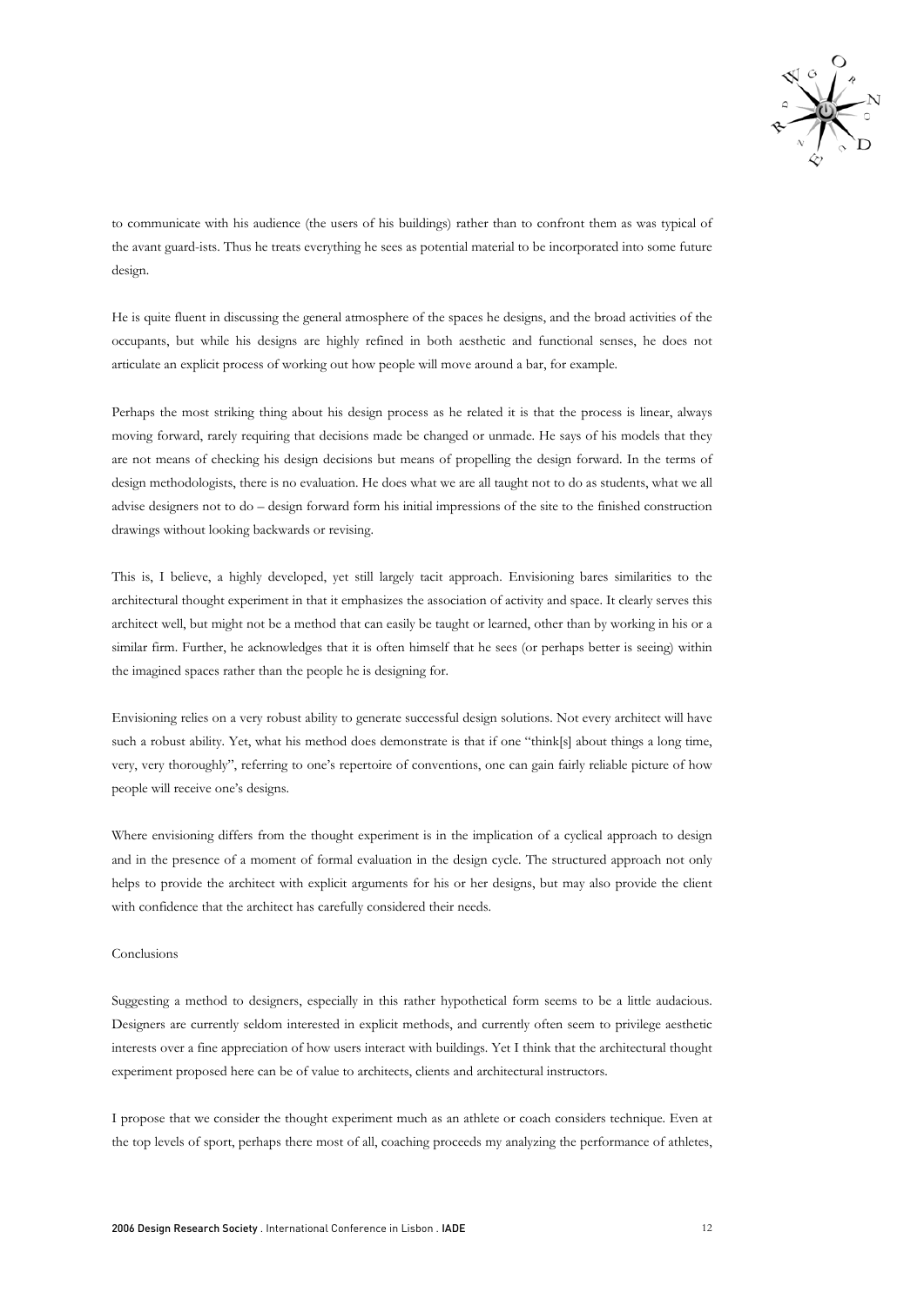to communicate with his audience (the users of his buildings) rather than to confront them as was typical of the avant guard-ists. Thus he treats everything he sees as potential material to be incorporated into some future design.

He is quite fluent in discussing the general atmosphere of the spaces he designs, and the broad activities of the occupants, but while his designs are highly refined in both aesthetic and functional senses, he does not articulate an explicit process of working out how people will move around a bar, for example.

Perhaps the most striking thing about his design process as he related it is that the process is linear, always moving forward, rarely requiring that decisions made be changed or unmade. He says of his models that they are not means of checking his design decisions but means of propelling the design forward. In the terms of design methodologists, there is no evaluation. He does what we are all taught not to do as students, what we all advise designers not to do – design forward form his initial impressions of the site to the finished construction drawings without looking backwards or revising.

This is, I believe, a highly developed, yet still largely tacit approach. Envisioning bares similarities to the architectural thought experiment in that it emphasizes the association of activity and space. It clearly serves this architect well, but might not be a method that can easily be taught or learned, other than by working in his or a similar firm. Further, he acknowledges that it is often himself that he sees (or perhaps better is seeing) within the imagined spaces rather than the people he is designing for.

Envisioning relies on a very robust ability to generate successful design solutions. Not every architect will have such a robust ability. Yet, what his method does demonstrate is that if one "think[s] about things a long time, very, very thoroughly", referring to one's repertoire of conventions, one can gain fairly reliable picture of how people will receive one's designs.

Where envisioning differs from the thought experiment is in the implication of a cyclical approach to design and in the presence of a moment of formal evaluation in the design cycle. The structured approach not only helps to provide the architect with explicit arguments for his or her designs, but may also provide the client with confidence that the architect has carefully considered their needs.

## Conclusions

Suggesting a method to designers, especially in this rather hypothetical form seems to be a little audacious. Designers are currently seldom interested in explicit methods, and currently often seem to privilege aesthetic interests over a fine appreciation of how users interact with buildings. Yet I think that the architectural thought experiment proposed here can be of value to architects, clients and architectural instructors.

I propose that we consider the thought experiment much as an athlete or coach considers technique. Even at the top levels of sport, perhaps there most of all, coaching proceeds my analyzing the performance of athletes,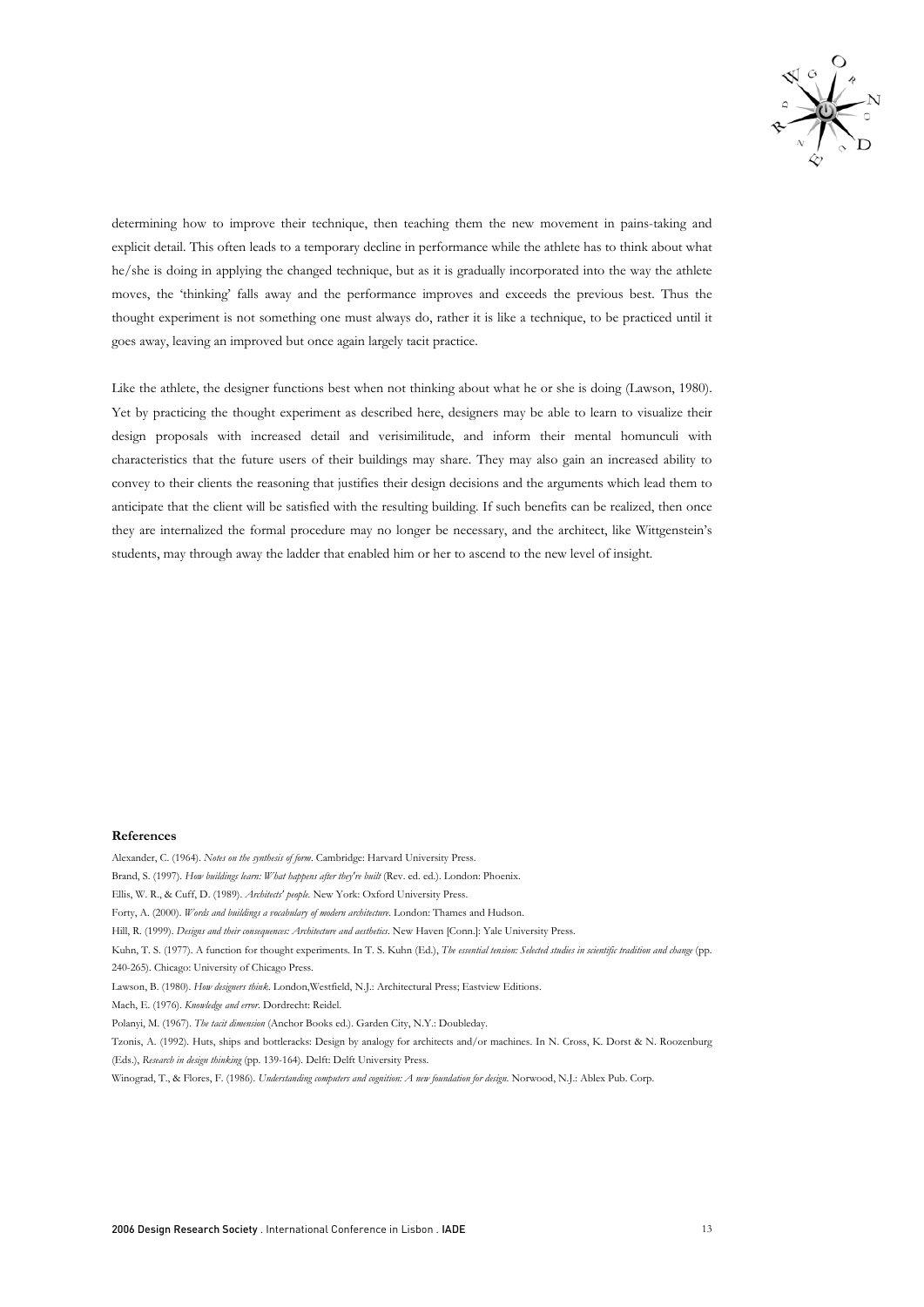determining how to improve their technique, then teaching them the new movement in pains-taking and explicit detail. This often leads to a temporary decline in performance while the athlete has to think about what he/she is doing in applying the changed technique, but as it is gradually incorporated into the way the athlete moves, the 'thinking' falls away and the performance improves and exceeds the previous best. Thus the thought experiment is not something one must always do, rather it is like a technique, to be practiced until it goes away, leaving an improved but once again largely tacit practice.

Like the athlete, the designer functions best when not thinking about what he or she is doing (Lawson, 1980). Yet by practicing the thought experiment as described here, designers may be able to learn to visualize their design proposals with increased detail and verisimilitude, and inform their mental homunculi with characteristics that the future users of their buildings may share. They may also gain an increased ability to convey to their clients the reasoning that justifies their design decisions and the arguments which lead them to anticipate that the client will be satisfied with the resulting building. If such benefits can be realized, then once they are internalized the formal procedure may no longer be necessary, and the architect, like Wittgenstein's students, may through away the ladder that enabled him or her to ascend to the new level of insight.

**References**

Alexander, C. (1964). *Notes on the synthesis of form*. Cambridge: Harvard University Press.

Brand, S. (1997). *How buildings learn: What happens after they're built* (Rev. ed. ed.). London: Phoenix.

Ellis, W. R., & Cuff, D. (1989). *Architects' people*. New York: Oxford University Press.

Forty, A. (2000). *Words and buildings a vocabulary of modern architecture*. London: Thames and Hudson.

Hill, R. (1999). *Designs and their consequences: Architecture and aesthetics*. New Haven [Conn.]: Yale University Press.

Kuhn, T. S. (1977). A function for thought experiments. In T. S. Kuhn (Ed.), *The essential tension: Selected studies in scientific tradition and change* (pp. 240-265). Chicago: University of Chicago Press.

Lawson, B. (1980). *How designers think*. London,Westfield, N.J.: Architectural Press; Eastview Editions.

Mach, E. (1976). *Knowledge and error*. Dordrecht: Reidel.

Polanyi, M. (1967). *The tacit dimension* (Anchor Books ed.). Garden City, N.Y.: Doubleday.

Tzonis, A. (1992). Huts, ships and bottleracks: Design by analogy for architects and/or machines. In N. Cross, K. Dorst & N. Roozenburg (Eds.), *Research in design thinking* (pp. 139-164). Delft: Delft University Press.

Winograd, T., & Flores, F. (1986). *Understanding computers and cognition: A new foundation for design*. Norwood, N.J.: Ablex Pub. Corp.